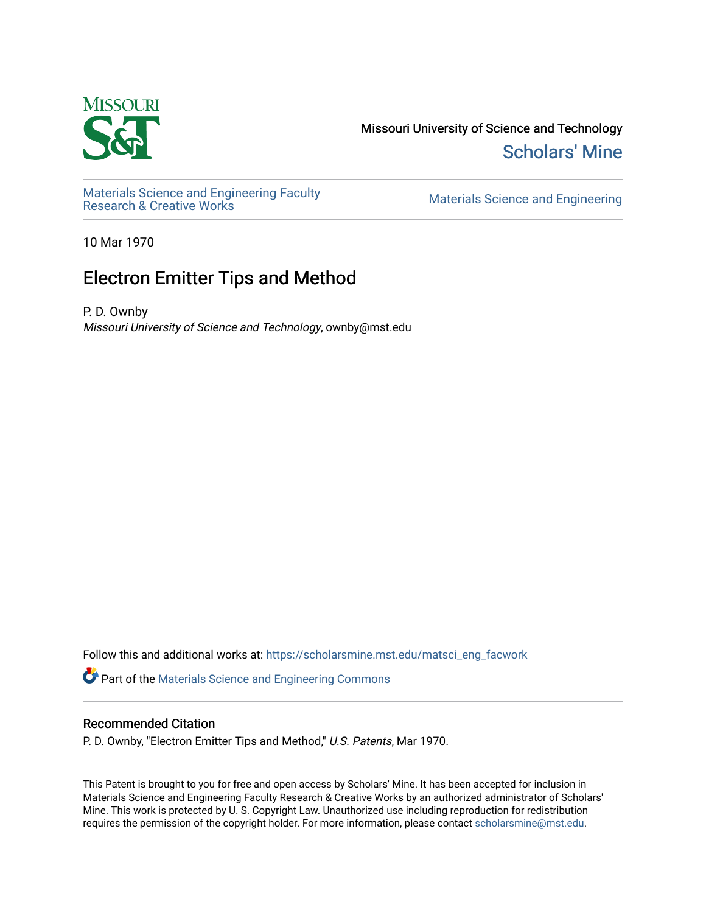Missouri University of Science and Technology

Scholars' Mine

Materials Science and Engineering Faculty Research & Creative Works

Materials Science and Engineering

10 Mar 1970

# Electron Emitter Tips and Method

P. D. Ownby

*Missouri University of Science and Technology*, ownby@mst.edu

Follow this and additional works at: https://scholarsmine.mst.edu/matsci_eng_facwork

Part of the Materials Science and Engineering Commons

## Recommended Citation

P. D. Ownby, "Electron Emitter Tips and Method," *U.S. Patents*, Mar 1970.

This Patent is brought to you for free and open access by Scholars' Mine. It has been accepted for inclusion in Materials Science and Engineering Faculty Research & Creative Works by an authorized administrator of Scholars' Mine. This work is protected by U. S. Copyright Law. Unauthorized use including reproduction for redistribution requires the permission of the copyright holder. For more information, please contact scholarsmine@mst.edu.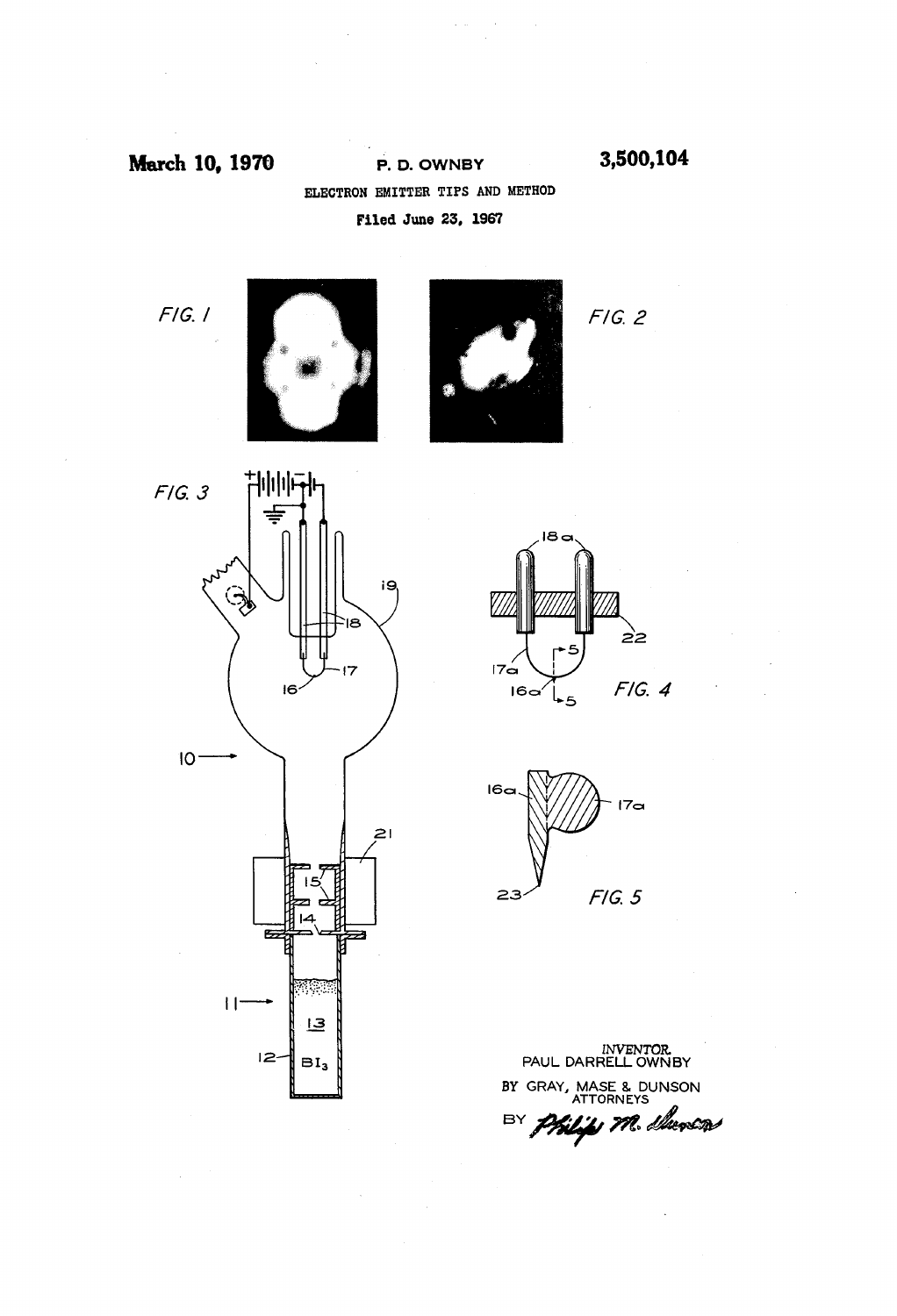March 10, 1970 P. D. OWNBY 3,500,104

ELECTRON EMITTER TIPS AND METHOD

Filed June 23, 1967

FIG. 1

FIG. 2

FIG. 3

FIG. 4

FIG. 5

INVENTOR.
PAUL DARRELL OWNBY

BY GRAY, MASE & DUNSON
ATTORNEYS

BY Philip M. Dunson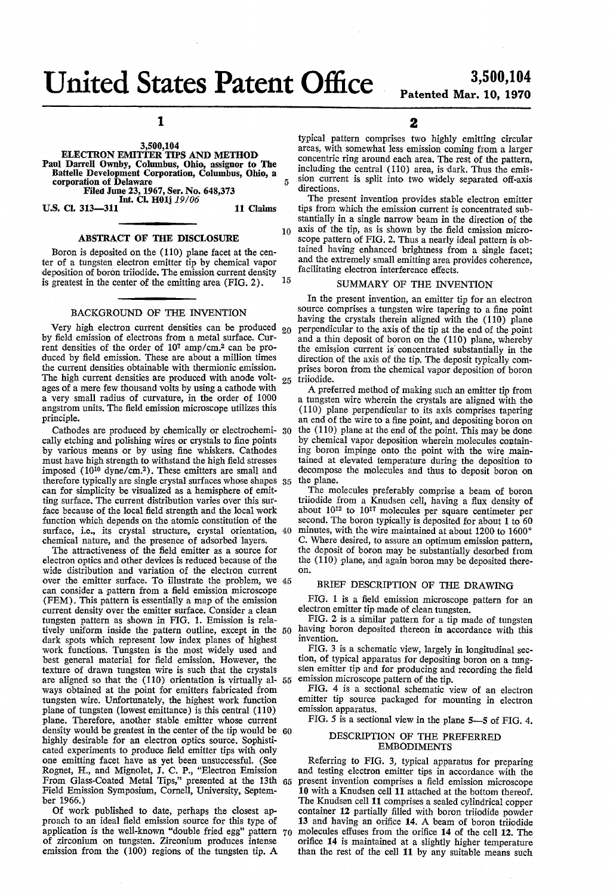# United States Patent Office

**3,500,104**
**Patented Mar. 10, 1970**

**3,500,104**
**ELECTRON EMITTER TIPS AND METHOD**
Paul Darrell Ownby, Columbus, Ohio, assignor to The Battelle Development Corporation, Columbus, Ohio, a corporation of Delaware
Filed June 23, 1967, Ser. No. 648,373
Int. Cl. H01j *19/06*
U.S. Cl. 313—311 11 Claims

## ABSTRACT OF THE DISCLOSURE

Boron is deposited on the (110) plane facet at the center of a tungsten electron emitter tip by chemical vapor deposition of boron triiodide. The emission current density is greatest in the center of the emitting area (FIG. 2).

## BACKGROUND OF THE INVENTION

Very high electron current densities can be produced by field emission of electrons from a metal surface. Current densities of the order of $10^7$ amp/cm.$^2$ can be produced by field emission. These are about a million times the current densities obtainable with thermionic emission. The high current densities are produced with anode voltages of a mere few thousand volts by using a cathode with a very small radius of curvature, in the order of 1000 angstrom units. The field emission microscope utilizes this principle.

Cathodes are produced by chemically or electrochemically etching and polishing wires or crystals to fine points by various means or by using fine whiskers. Cathodes must have high strength to withstand the high field stresses imposed ($10^{10}$ dyne/cm.$^2$). These emitters are small and therefore typically are single crystal surfaces whose shapes can for simplicity be visualized as a hemisphere of emitting surface. The current distribution varies over this surface because of the local field strength and the local work function which depends on the atomic constitution of the surface, i.e., its crystal structure, crystal orientation, chemical nature, and the presence of adsorbed layers.

The attractiveness of the field emitter as a source for electron optics and other devices is reduced because of the wide distribution and variation of the electron current over the emitter surface. To illustrate the problem, we can consider a pattern from a field emission microscope (FEM). This pattern is essentially a map of the emission current density over the emitter surface. Consider a clean tungsten pattern as shown in FIG. 1. Emission is relatively uniform inside the pattern outline, except in the dark spots which represent low index planes of highest work functions. Tungsten is the most widely used and best general material for field emission. However, the texture of drawn tungsten wire is such that the crystals are aligned so that the (110) orientation is virtually always obtained at the point for emitters fabricated from tungsten wire. Unfortunately, the highest work function plane of tungsten (lowest emittance) is this central (110) plane. Therefore, another stable emitter whose current density would be greatest in the center of the tip would be highly desirable for an electron optics source. Sophisticated experiments to produce field emitter tips with only one emitting facet have as yet been unsuccessful. (See Rognet, H., and Mignolet, J. C. P., "Electron Emission From Glass-Coated Metal Tips," presented at the 13th Field Emission Symposium, Cornell, University, September 1966.)

Of work published to date, perhaps the closest approach to an ideal field emission source for this type of application is the well-known "double fried egg" pattern of zirconium on tungsten. Zirconium produces intense emission from the (100) regions of the tungsten tip. A typical pattern comprises two highly emitting circular areas, with somewhat less emission coming from a larger concentric ring around each area. The rest of the pattern, including the central (110) area, is dark. Thus the emission current is split into two widely separated off-axis directions.

The present invention provides stable electron emitter tips from which the emission current is concentrated substantially in a single narrow beam in the direction of the axis of the tip, as is shown by the field emission microscope pattern of FIG. 2. Thus a nearly ideal pattern is obtained having enhanced brightness from a single facet; and the extremely small emitting area provides coherence, facilitating electron interference effects.

## SUMMARY OF THE INVENTION

In the present invention, an emitter tip for an electron source comprises a tungsten wire tapering to a fine point having the crystals therein aligned with the (110) plane perpendicular to the axis of the tip at the end of the point and a thin deposit of boron on the (110) plane, whereby the emission current is concentrated substantially in the direction of the axis of the tip. The deposit typically comprises boron from the chemical vapor deposition of boron triiodide.

A preferred method of making such an emitter tip from a tungsten wire wherein the crystals are aligned with the (110) plane perpendicular to its axis comprises tapering an end of the wire to a fine point, and depositing boron on the (110) plane at the end of the point. This may be done by chemical vapor deposition wherein molecules containing boron impinge onto the point with the wire maintained at elevated temperature during the deposition to decompose the molecules and thus to deposit boron on the plane.

The molecules preferably comprise a beam of boron triiodide from a Knudsen cell, having a flux density of about $10^{12}$ to $10^{17}$ molecules per square centimeter per second. The boron typically is deposited for about 1 to 60 minutes, with the wire maintained at about 1200 to 1600° C. Where desired, to assure an optimum emission pattern, the deposit of boron may be substantially desorbed from the (110) plane, and again boron may be deposited thereon.

## BRIEF DESCRIPTION OF THE DRAWING

FIG. 1 is a field emission microscope pattern for an electron emitter tip made of clean tungsten.

FIG. 2 is a similar pattern for a tip made of tungsten having boron deposited thereon in accordance with this invention.

FIG. 3 is a schematic view, largely in longitudinal section, of typical apparatus for depositing boron on a tungsten emitter tip and for producing and recording the field emission microscope pattern of the tip.

FIG. 4 is a sectional schematic view of an electron emitter tip source packaged for mounting in electron emission apparatus.

FIG. 5 is a sectional view in the plane 5—5 of FIG. 4.

## DESCRIPTION OF THE PREFERRED EMBODIMENTS

Referring to FIG. 3, typical apparatus for preparing and testing electron emitter tips in accordance with the present invention comprises a field emission microscope 10 with a Knudsen cell 11 attached at the bottom thereof. The Knudsen cell 11 comprises a sealed cylindrical copper container 12 partially filled with boron triiodide powder 13 and having an orifice 14. A beam of boron triiodide molecules effuses from the orifice 14 of the cell 12. The orifice 14 is maintained at a slightly higher temperature than the rest of the cell 11 by any suitable means such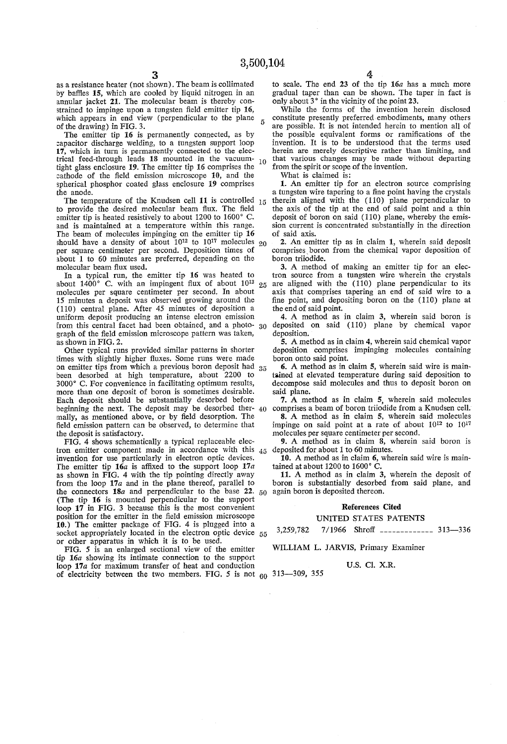as a resistance heater (not shown). The beam is collimated by baffles **15**, which are cooled by liquid nitrogen in an annular jacket **21**. The molecular beam is thereby constrained to impinge upon a tungsten field emitter tip **16**, which appears in end view (perpendicular to the plane of the drawing) in FIG. 3.

The emitter tip **16** is permanently connected, as by capacitor discharge welding, to a tungsten support loop **17**, which in turn is permanently connected to the electrical feed-through leads **18** mounted in the vacuum-tight glass enclosure **19**. The emitter tip **16** comprises the cathode of the field emission microscope **10**, and the spherical phosphor coated glass enclosure **19** comprises the anode.

The temperature of the Knudsen cell **11** is controlled to provide the desired molecular beam flux. The field emitter tip is heated resistively to about 1200 to 1600° C. and is maintained at a temperature within this range. The beam of molecules impinging on the emitter tip **16** should have a density of about $10^{12}$ to $10^{17}$ molecules per square centimeter per second. Deposition times of about 1 to 60 minutes are preferred, depending on the molecular beam flux used.

In a typical run, the emitter tip **16** was heated to about 1400° C. with an impingent flux of about $10^{13}$ molecules per square centimeter per second. In about 15 minutes a deposit was observed growing around the (110) central plane. After 45 minutes of deposition a uniform deposit producing an intense electron emission from this central facet had been obtained, and a photograph of the field emission microscope pattern was taken, as shown in FIG. 2.

Other typical runs provided similar patterns in shorter times with slightly higher fluxes. Some runs were made on emitter tips from which a previous boron deposit had been desorbed at high temperature, about 2200 to 3000° C. For convenience in facilitating optimum results, more than one deposit of boron is sometimes desirable. Each deposit should be substantially desorbed before beginning the next. The deposit may be desorbed thermally, as mentioned above, or by field desorption. The field emission pattern can be observed, to determine that the deposit is satisfactory.

FIG. 4 shows schematically a typical replaceable electron emitter component made in accordance with this invention for use particularly in electron optic devices. The emitter tip **16a** is affixed to the support loop **17a** as shown in FIG. 4 with the tip pointing directly away from the loop **17a** and in the plane thereof, parallel to the connectors **18a** and perpendicular to the base **22**. (The tip **16** is mounted perpendicular to the support loop **17** in FIG. 3 because this is the most convenient position for the emitter in the field emission microscope **10**.) The emitter package of FIG. 4 is plugged into a socket appropriately located in the electron optic device or other apparatus in which it is to be used.

FIG. 5 is an enlarged sectional view of the emitter tip **16a** showing its intimate connection to the support loop **17a** for maximum transfer of heat and conduction of electricity between the two members. FIG. 5 is not to scale. The end **23** of the tip **16a** has a much more gradual taper than can be shown. The taper in fact is only about 3° in the vicinity of the point **23**.

While the forms of the invention herein disclosed constitute presently preferred embodiments, many others are possible. It is not intended herein to mention all of the possible equivalent forms or ramifications of the invention. It is to be understood that the terms used herein are merely descriptive rather than limiting, and that various changes may be made without departing from the spirit or scope of the invention.

What is claimed is:

**1.** An emitter tip for an electron source comprising a tungsten wire tapering to a fine point having the crystals therein aligned with the (110) plane perpendicular to the axis of the tip at the end of said point and a thin deposit of boron on said (110) plane, whereby the emission current is concentrated substantially in the direction of said axis.

**2.** An emitter tip as in claim **1**, wherein said deposit comprises boron from the chemical vapor deposition of boron triiodide.

**3.** A method of making an emitter tip for an electron source from a tungsten wire wherein the crystals are aligned with the (110) plane perpendicular to its axis that comprises tapering an end of said wire to a fine point, and depositing boron on the (110) plane at the end of said point.

**4.** A method as in claim **3**, wherein said boron is deposited on said (110) plane by chemical vapor deposition.

**5.** A method as in claim **4**, wherein said chemical vapor deposition comprises impinging molecules containing boron onto said point.

**6.** A method as in claim **5**, wherein said wire is maintained at elevated temperature during said deposition to decompose said molecules and thus to deposit boron on said plane.

**7.** A method as in claim **5**, wherein said molecules comprises a beam of boron triiodide from a Knudsen cell.

**8.** A method as in claim **5**, wherein said molecules impinge on said point at a rate of about $10^{12}$ to $10^{17}$ molecules per square centimeter per second.

**9.** A method as in claim **8**, wherein said boron is deposited for about 1 to 60 minutes.

**10.** A method as in claim **6**, wherein said wire is maintained at about 1200 to 1600° C.

**11.** A method as in claim **3**, wherein the deposit of boron is substantially desorbed from said plane, and again boron is deposited thereon.

**References Cited**

UNITED STATES PATENTS

3,259,782 7/1966 Shroff ............ 313—336

WILLIAM L. JARVIS, Primary Examiner

U.S. Cl. X.R.

313—309, 355